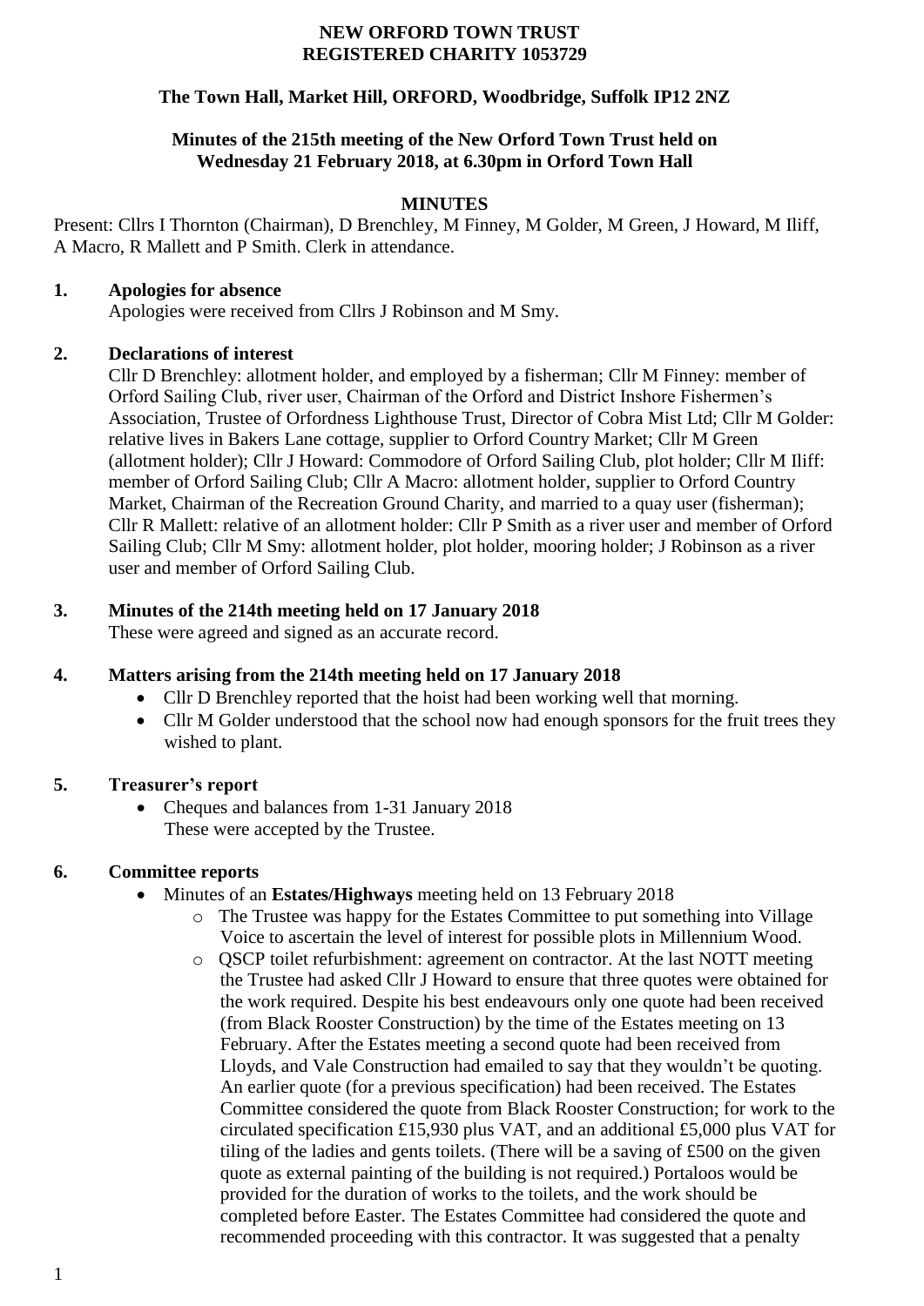**NEW ORFORD TOWN TRUST**
**REGISTERED CHARITY 1053729**

**The Town Hall, Market Hill, ORFORD, Woodbridge, Suffolk IP12 2NZ**

**Minutes of the 215th meeting of the New Orford Town Trust held on Wednesday 21 February 2018, at 6.30pm in Orford Town Hall**

**MINUTES**

Present: Cllrs I Thornton (Chairman), D Brenchley, M Finney, M Golder, M Green, J Howard, M Iliff, A Macro, R Mallett and P Smith. Clerk in attendance.

## 1. Apologies for absence

Apologies were received from Cllrs J Robinson and M Smy.

## 2. Declarations of interest

Cllr D Brenchley: allotment holder, and employed by a fisherman; Cllr M Finney: member of Orford Sailing Club, river user, Chairman of the Orford and District Inshore Fishermen's Association, Trustee of Orfordness Lighthouse Trust, Director of Cobra Mist Ltd; Cllr M Golder: relative lives in Bakers Lane cottage, supplier to Orford Country Market; Cllr M Green (allotment holder); Cllr J Howard: Commodore of Orford Sailing Club, plot holder; Cllr M Iliff: member of Orford Sailing Club; Cllr A Macro: allotment holder, supplier to Orford Country Market, Chairman of the Recreation Ground Charity, and married to a quay user (fisherman); Cllr R Mallett: relative of an allotment holder: Cllr P Smith as a river user and member of Orford Sailing Club; Cllr M Smy: allotment holder, plot holder, mooring holder; J Robinson as a river user and member of Orford Sailing Club.

## 3. Minutes of the 214th meeting held on 17 January 2018

These were agreed and signed as an accurate record.

## 4. Matters arising from the 214th meeting held on 17 January 2018

- Cllr D Brenchley reported that the hoist had been working well that morning.
- Cllr M Golder understood that the school now had enough sponsors for the fruit trees they wished to plant.

## 5. Treasurer's report

- Cheques and balances from 1-31 January 2018
  These were accepted by the Trustee.

## 6. Committee reports

- Minutes of an **Estates/Highways** meeting held on 13 February 2018
  - The Trustee was happy for the Estates Committee to put something into Village Voice to ascertain the level of interest for possible plots in Millennium Wood.
  - QSCP toilet refurbishment: agreement on contractor. At the last NOTT meeting the Trustee had asked Cllr J Howard to ensure that three quotes were obtained for the work required. Despite his best endeavours only one quote had been received (from Black Rooster Construction) by the time of the Estates meeting on 13 February. After the Estates meeting a second quote had been received from Lloyds, and Vale Construction had emailed to say that they wouldn't be quoting. An earlier quote (for a previous specification) had been received. The Estates Committee considered the quote from Black Rooster Construction; for work to the circulated specification £15,930 plus VAT, and an additional £5,000 plus VAT for tiling of the ladies and gents toilets. (There will be a saving of £500 on the given quote as external painting of the building is not required.) Portaloos would be provided for the duration of works to the toilets, and the work should be completed before Easter. The Estates Committee had considered the quote and recommended proceeding with this contractor. It was suggested that a penalty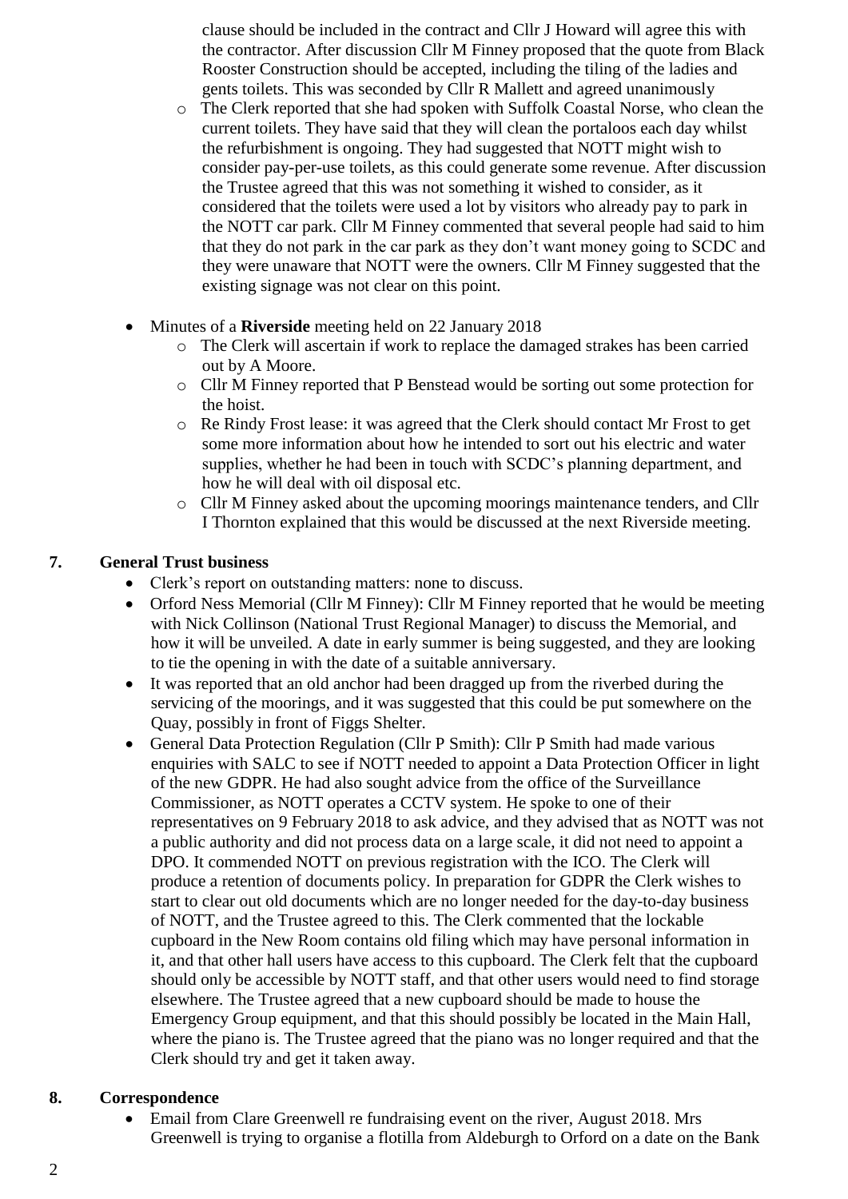clause should be included in the contract and Cllr J Howard will agree this with the contractor. After discussion Cllr M Finney proposed that the quote from Black Rooster Construction should be accepted, including the tiling of the ladies and gents toilets. This was seconded by Cllr R Mallett and agreed unanimously

  - The Clerk reported that she had spoken with Suffolk Coastal Norse, who clean the current toilets. They have said that they will clean the portaloos each day whilst the refurbishment is ongoing. They had suggested that NOTT might wish to consider pay-per-use toilets, as this could generate some revenue. After discussion the Trustee agreed that this was not something it wished to consider, as it considered that the toilets were used a lot by visitors who already pay to park in the NOTT car park. Cllr M Finney commented that several people had said to him that they do not park in the car park as they don't want money going to SCDC and they were unaware that NOTT were the owners. Cllr M Finney suggested that the existing signage was not clear on this point.

- Minutes of a **Riverside** meeting held on 22 January 2018
  - The Clerk will ascertain if work to replace the damaged strakes has been carried out by A Moore.
  - Cllr M Finney reported that P Benstead would be sorting out some protection for the hoist.
  - Re Rindy Frost lease: it was agreed that the Clerk should contact Mr Frost to get some more information about how he intended to sort out his electric and water supplies, whether he had been in touch with SCDC's planning department, and how he will deal with oil disposal etc.
  - Cllr M Finney asked about the upcoming moorings maintenance tenders, and Cllr I Thornton explained that this would be discussed at the next Riverside meeting.

## 7. General Trust business

- Clerk's report on outstanding matters: none to discuss.
- Orford Ness Memorial (Cllr M Finney): Cllr M Finney reported that he would be meeting with Nick Collinson (National Trust Regional Manager) to discuss the Memorial, and how it will be unveiled. A date in early summer is being suggested, and they are looking to tie the opening in with the date of a suitable anniversary.
- It was reported that an old anchor had been dragged up from the riverbed during the servicing of the moorings, and it was suggested that this could be put somewhere on the Quay, possibly in front of Figgs Shelter.
- General Data Protection Regulation (Cllr P Smith): Cllr P Smith had made various enquiries with SALC to see if NOTT needed to appoint a Data Protection Officer in light of the new GDPR. He had also sought advice from the office of the Surveillance Commissioner, as NOTT operates a CCTV system. He spoke to one of their representatives on 9 February 2018 to ask advice, and they advised that as NOTT was not a public authority and did not process data on a large scale, it did not need to appoint a DPO. It commended NOTT on previous registration with the ICO. The Clerk will produce a retention of documents policy. In preparation for GDPR the Clerk wishes to start to clear out old documents which are no longer needed for the day-to-day business of NOTT, and the Trustee agreed to this. The Clerk commented that the lockable cupboard in the New Room contains old filing which may have personal information in it, and that other hall users have access to this cupboard. The Clerk felt that the cupboard should only be accessible by NOTT staff, and that other users would need to find storage elsewhere. The Trustee agreed that a new cupboard should be made to house the Emergency Group equipment, and that this should possibly be located in the Main Hall, where the piano is. The Trustee agreed that the piano was no longer required and that the Clerk should try and get it taken away.

## 8. Correspondence

- Email from Clare Greenwell re fundraising event on the river, August 2018. Mrs Greenwell is trying to organise a flotilla from Aldeburgh to Orford on a date on the Bank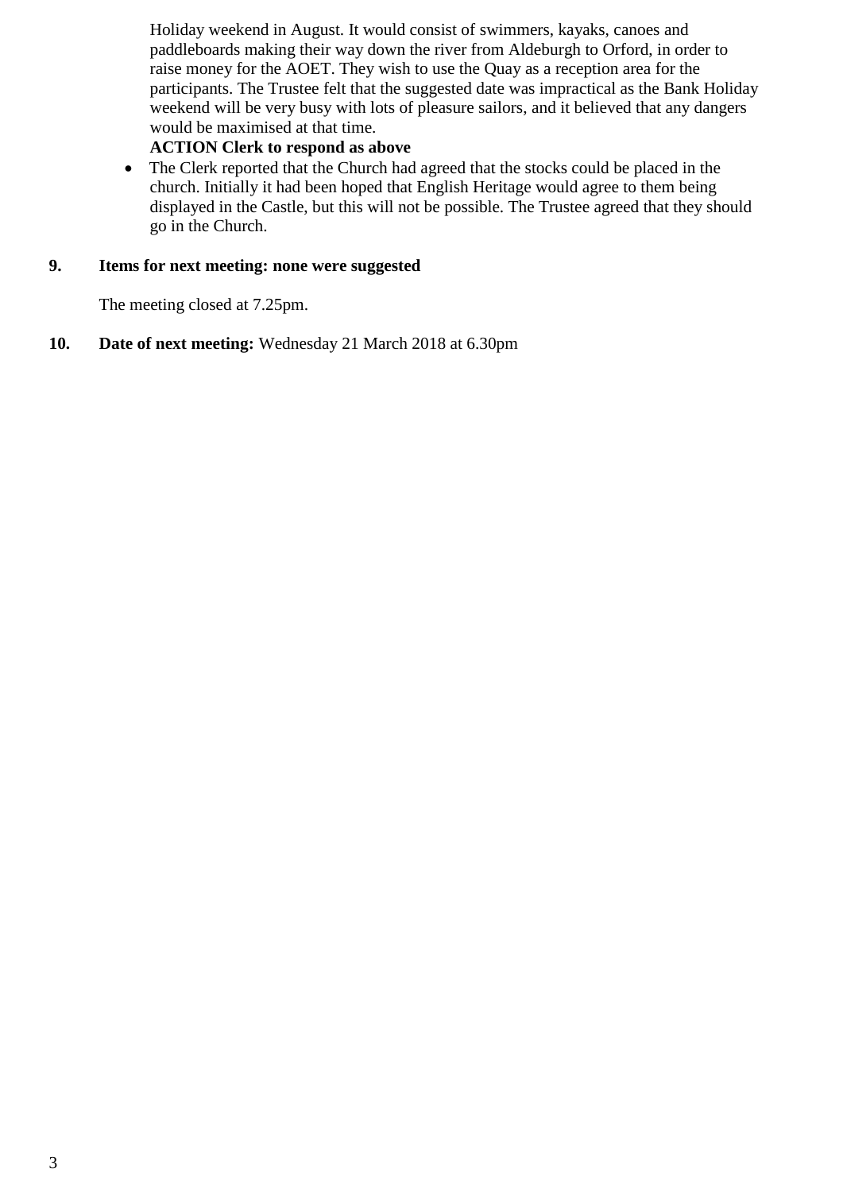Holiday weekend in August. It would consist of swimmers, kayaks, canoes and paddleboards making their way down the river from Aldeburgh to Orford, in order to raise money for the AOET. They wish to use the Quay as a reception area for the participants. The Trustee felt that the suggested date was impractical as the Bank Holiday weekend will be very busy with lots of pleasure sailors, and it believed that any dangers would be maximised at that time.

**ACTION Clerk to respond as above**

- The Clerk reported that the Church had agreed that the stocks could be placed in the church. Initially it had been hoped that English Heritage would agree to them being displayed in the Castle, but this will not be possible. The Trustee agreed that they should go in the Church.

**9. Items for next meeting: none were suggested**

The meeting closed at 7.25pm.

**10. Date of next meeting:** Wednesday 21 March 2018 at 6.30pm